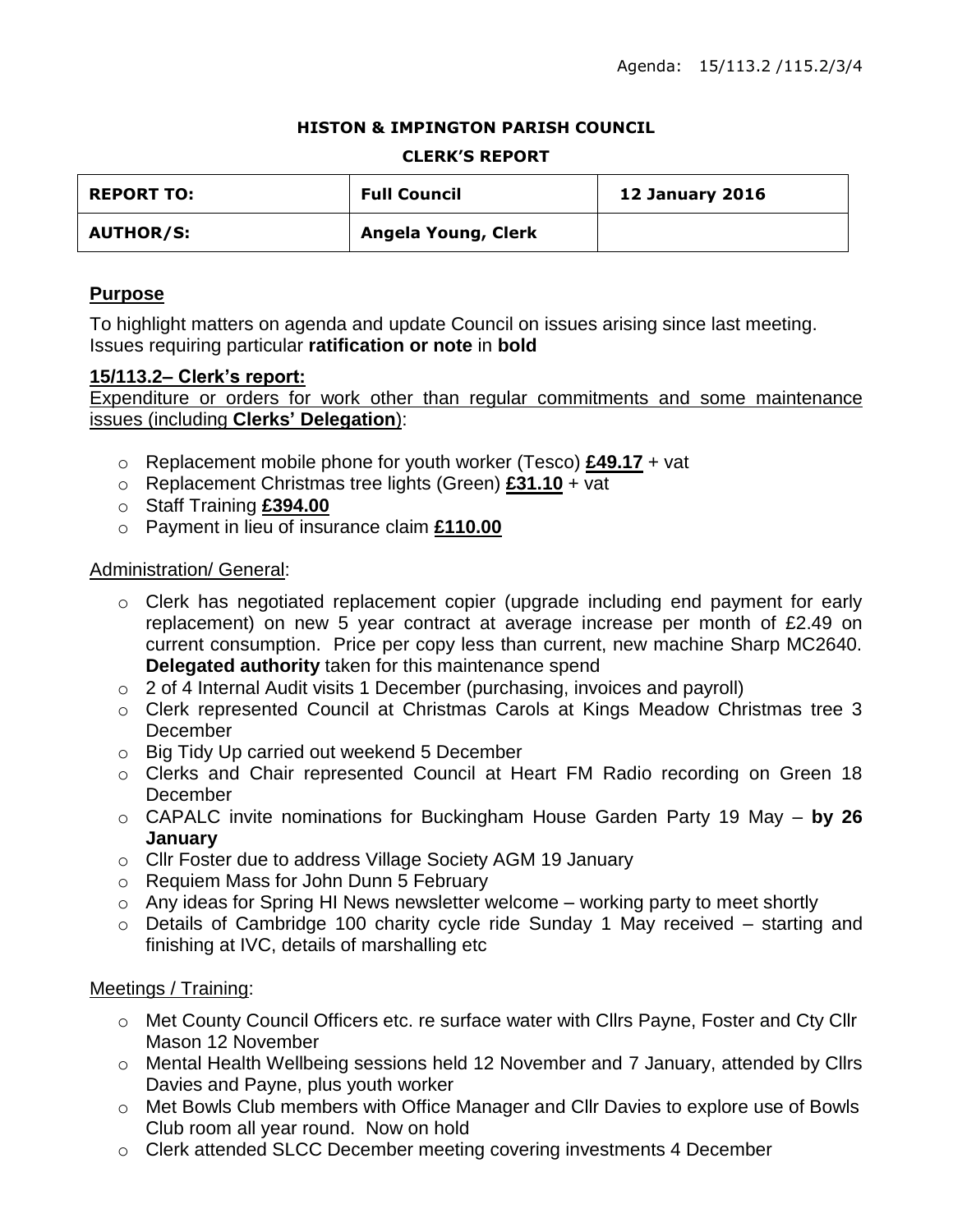Agenda: 15/113.2 /115.2/3/4

**HISTON & IMPINGTON PARISH COUNCIL**

**CLERK'S REPORT**

| REPORT TO: | Full Council | 12 January 2016 |
|---|---|---|
| AUTHOR/S: | Angela Young, Clerk | |

## Purpose

To highlight matters on agenda and update Council on issues arising since last meeting. Issues requiring particular **ratification or note** in **bold**

### 15/113.2– Clerk's report:

Expenditure or orders for work other than regular commitments and some maintenance issues (including **Clerks' Delegation**):

- Replacement mobile phone for youth worker (Tesco) **£49.17** + vat
- Replacement Christmas tree lights (Green) **£31.10** + vat
- Staff Training **£394.00**
- Payment in lieu of insurance claim **£110.00**

Administration/ General:

- Clerk has negotiated replacement copier (upgrade including end payment for early replacement) on new 5 year contract at average increase per month of £2.49 on current consumption. Price per copy less than current, new machine Sharp MC2640. **Delegated authority** taken for this maintenance spend
- 2 of 4 Internal Audit visits 1 December (purchasing, invoices and payroll)
- Clerk represented Council at Christmas Carols at Kings Meadow Christmas tree 3 December
- Big Tidy Up carried out weekend 5 December
- Clerks and Chair represented Council at Heart FM Radio recording on Green 18 December
- CAPALC invite nominations for Buckingham House Garden Party 19 May – **by 26 January**
- Cllr Foster due to address Village Society AGM 19 January
- Requiem Mass for John Dunn 5 February
- Any ideas for Spring HI News newsletter welcome – working party to meet shortly
- Details of Cambridge 100 charity cycle ride Sunday 1 May received – starting and finishing at IVC, details of marshalling etc

Meetings / Training:

- Met County Council Officers etc. re surface water with Cllrs Payne, Foster and Cty Cllr Mason 12 November
- Mental Health Wellbeing sessions held 12 November and 7 January, attended by Cllrs Davies and Payne, plus youth worker
- Met Bowls Club members with Office Manager and Cllr Davies to explore use of Bowls Club room all year round. Now on hold
- Clerk attended SLCC December meeting covering investments 4 December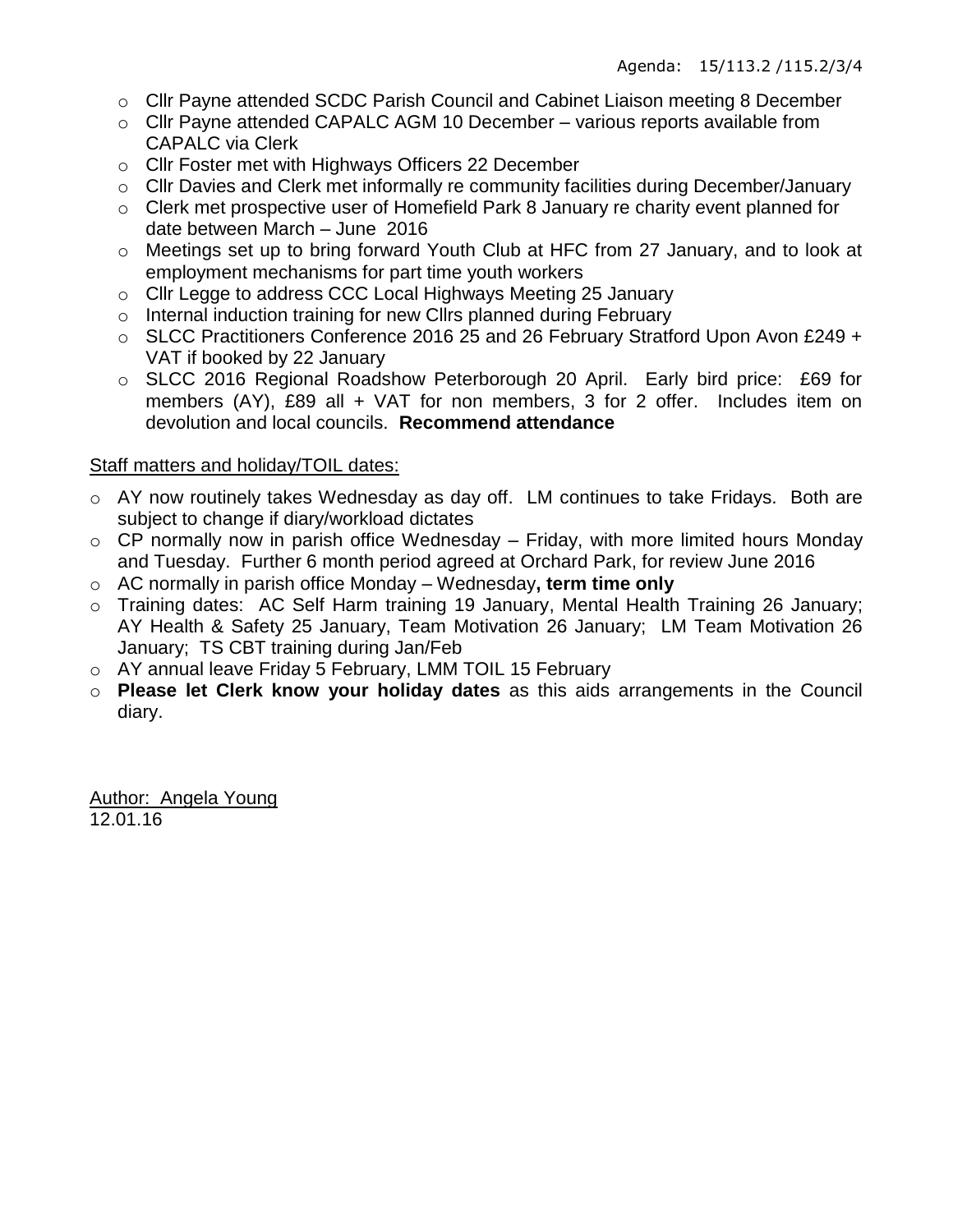- Cllr Payne attended SCDC Parish Council and Cabinet Liaison meeting 8 December
- Cllr Payne attended CAPALC AGM 10 December – various reports available from CAPALC via Clerk
- Cllr Foster met with Highways Officers 22 December
- Cllr Davies and Clerk met informally re community facilities during December/January
- Clerk met prospective user of Homefield Park 8 January re charity event planned for date between March – June 2016
- Meetings set up to bring forward Youth Club at HFC from 27 January, and to look at employment mechanisms for part time youth workers
- Cllr Legge to address CCC Local Highways Meeting 25 January
- Internal induction training for new Cllrs planned during February
- SLCC Practitioners Conference 2016 25 and 26 February Stratford Upon Avon £249 + VAT if booked by 22 January
- SLCC 2016 Regional Roadshow Peterborough 20 April. Early bird price: £69 for members (AY), £89 all + VAT for non members, 3 for 2 offer. Includes item on devolution and local councils. **Recommend attendance**

Staff matters and holiday/TOIL dates:

- AY now routinely takes Wednesday as day off. LM continues to take Fridays. Both are subject to change if diary/workload dictates
- CP normally now in parish office Wednesday – Friday, with more limited hours Monday and Tuesday. Further 6 month period agreed at Orchard Park, for review June 2016
- AC normally in parish office Monday – Wednesday**, term time only**
- Training dates: AC Self Harm training 19 January, Mental Health Training 26 January; AY Health & Safety 25 January, Team Motivation 26 January; LM Team Motivation 26 January; TS CBT training during Jan/Feb
- AY annual leave Friday 5 February, LMM TOIL 15 February
- **Please let Clerk know your holiday dates** as this aids arrangements in the Council diary.

Author: Angela Young
12.01.16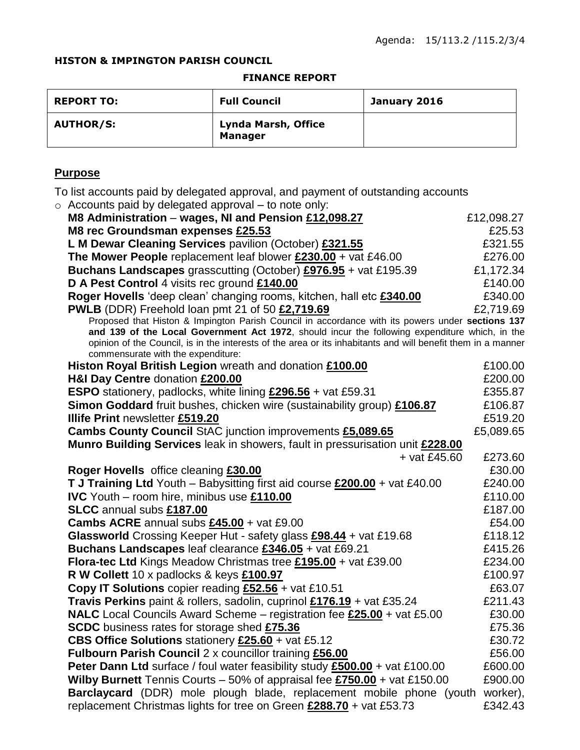Agenda: 15/113.2 /115.2/3/4

**HISTON & IMPINGTON PARISH COUNCIL**

**FINANCE REPORT**

| **REPORT TO:** | **Full Council** | **January 2016** |
|---|---|---|
| **AUTHOR/S:** | **Lynda Marsh, Office Manager** | |

## Purpose

To list accounts paid by delegated approval, and payment of outstanding accounts

- Accounts paid by delegated approval – to note only:

| | |
|---|---|
| **M8 Administration** – **wages, NI and Pension £12,098.27** | £12,098.27 |
| **M8 rec Groundsman expenses £25.53** | £25.53 |
| **L M Dewar Cleaning Services** pavilion (October) **£321.55** | £321.55 |
| **The Mower People** replacement leaf blower **£230.00** + vat £46.00 | £276.00 |
| **Buchans Landscapes** grasscutting (October) **£976.95** + vat £195.39 | £1,172.34 |
| **D A Pest Control** 4 visits rec ground **£140.00** | £140.00 |
| **Roger Hovells** 'deep clean' changing rooms, kitchen, hall etc **£340.00** | £340.00 |
| **PWLB** (DDR) Freehold loan pmt 21 of 50 **£2,719.69** | £2,719.69 |

Proposed that Histon & Impington Parish Council in accordance with its powers under **sections 137 and 139 of the Local Government Act 1972**, should incur the following expenditure which, in the opinion of the Council, is in the interests of the area or its inhabitants and will benefit them in a manner commensurate with the expenditure:

| | |
|---|---|
| **Histon Royal British Legion** wreath and donation **£100.00** | £100.00 |
| **H&I Day Centre** donation **£200.00** | £200.00 |
| **ESPO** stationery, padlocks, white lining **£296.56** + vat £59.31 | £355.87 |
| **Simon Goddard** fruit bushes, chicken wire (sustainability group) **£106.87** | £106.87 |
| **Illife Print** newsletter **£519.20** | £519.20 |
| **Cambs County Council** StAC junction improvements **£5,089.65** | £5,089.65 |
| **Munro Building Services** leak in showers, fault in pressurisation unit **£228.00** + vat £45.60 | £273.60 |
| **Roger Hovells** office cleaning **£30.00** | £30.00 |
| **T J Training Ltd** Youth – Babysitting first aid course **£200.00** + vat £40.00 | £240.00 |
| **IVC** Youth – room hire, minibus use **£110.00** | £110.00 |
| **SLCC** annual subs **£187.00** | £187.00 |
| **Cambs ACRE** annual subs **£45.00** + vat £9.00 | £54.00 |
| **Glassworld** Crossing Keeper Hut - safety glass **£98.44** + vat £19.68 | £118.12 |
| **Buchans Landscapes** leaf clearance **£346.05** + vat £69.21 | £415.26 |
| **Flora-tec Ltd** Kings Meadow Christmas tree **£195.00** + vat £39.00 | £234.00 |
| **R W Collett** 10 x padlocks & keys **£100.97** | £100.97 |
| **Copy IT Solutions** copier reading **£52.56** + vat £10.51 | £63.07 |
| **Travis Perkins** paint & rollers, sadolin, cuprinol **£176.19** + vat £35.24 | £211.43 |
| **NALC** Local Councils Award Scheme – registration fee **£25.00** + vat £5.00 | £30.00 |
| **SCDC** business rates for storage shed **£75.36** | £75.36 |
| **CBS Office Solutions** stationery **£25.60** + vat £5.12 | £30.72 |
| **Fulbourn Parish Council** 2 x councillor training **£56.00** | £56.00 |
| **Peter Dann Ltd** surface / foul water feasibility study **£500.00** + vat £100.00 | £600.00 |
| **Wilby Burnett** Tennis Courts – 50% of appraisal fee **£750.00** + vat £150.00 | £900.00 |
| **Barclaycard** (DDR) mole plough blade, replacement mobile phone (youth worker), replacement Christmas lights for tree on Green **£288.70** + vat £53.73 | £342.43 |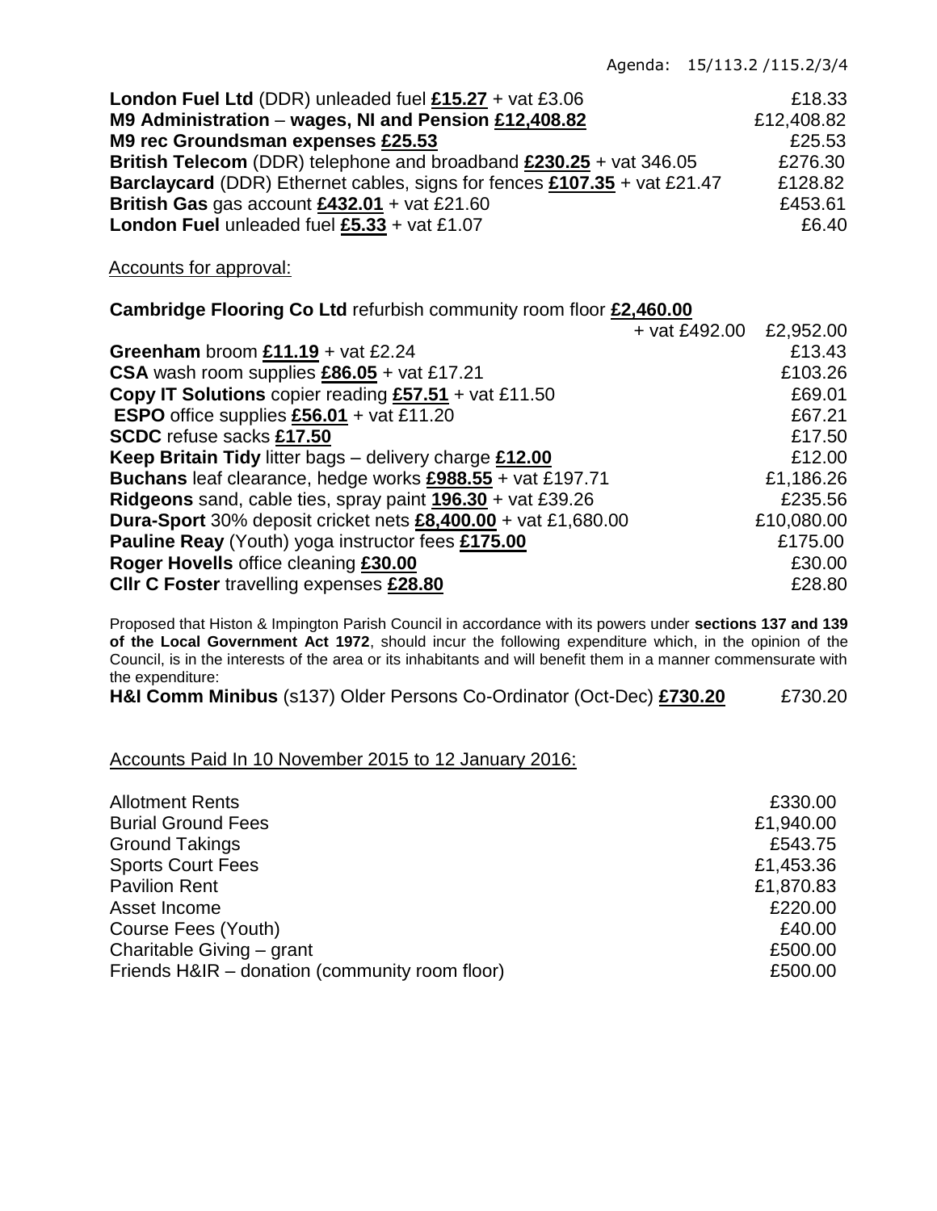Agenda: 15/113.2 /115.2/3/4

| | |
|---|---|
| **London Fuel Ltd** (DDR) unleaded fuel **£15.27** + vat £3.06 | £18.33 |
| **M9 Administration** – **wages, NI and Pension £12,408.82** | £12,408.82 |
| **M9 rec Groundsman expenses £25.53** | £25.53 |
| **British Telecom** (DDR) telephone and broadband **£230.25** + vat 346.05 | £276.30 |
| **Barclaycard** (DDR) Ethernet cables, signs for fences **£107.35** + vat £21.47 | £128.82 |
| **British Gas** gas account **£432.01** + vat £21.60 | £453.61 |
| **London Fuel** unleaded fuel **£5.33** + vat £1.07 | £6.40 |

Accounts for approval:

| | |
|---|---|
| **Cambridge Flooring Co Ltd** refurbish community room floor **£2,460.00** + vat £492.00 | £2,952.00 |
| **Greenham** broom **£11.19** + vat £2.24 | £13.43 |
| **CSA** wash room supplies **£86.05** + vat £17.21 | £103.26 |
| **Copy IT Solutions** copier reading **£57.51** + vat £11.50 | £69.01 |
| **ESPO** office supplies **£56.01** + vat £11.20 | £67.21 |
| **SCDC** refuse sacks **£17.50** | £17.50 |
| **Keep Britain Tidy** litter bags – delivery charge **£12.00** | £12.00 |
| **Buchans** leaf clearance, hedge works **£988.55** + vat £197.71 | £1,186.26 |
| **Ridgeons** sand, cable ties, spray paint **196.30** + vat £39.26 | £235.56 |
| **Dura-Sport** 30% deposit cricket nets **£8,400.00** + vat £1,680.00 | £10,080.00 |
| **Pauline Reay** (Youth) yoga instructor fees **£175.00** | £175.00 |
| **Roger Hovells** office cleaning **£30.00** | £30.00 |
| **Cllr C Foster** travelling expenses **£28.80** | £28.80 |

Proposed that Histon & Impington Parish Council in accordance with its powers under **sections 137 and 139 of the Local Government Act 1972**, should incur the following expenditure which, in the opinion of the Council, is in the interests of the area or its inhabitants and will benefit them in a manner commensurate with the expenditure:

| | |
|---|---|
| **H&I Comm Minibus** (s137) Older Persons Co-Ordinator (Oct-Dec) **£730.20** | £730.20 |

Accounts Paid In 10 November 2015 to 12 January 2016:

| | |
|---|---|
| Allotment Rents | £330.00 |
| Burial Ground Fees | £1,940.00 |
| Ground Takings | £543.75 |
| Sports Court Fees | £1,453.36 |
| Pavilion Rent | £1,870.83 |
| Asset Income | £220.00 |
| Course Fees (Youth) | £40.00 |
| Charitable Giving – grant | £500.00 |
| Friends H&IR – donation (community room floor) | £500.00 |